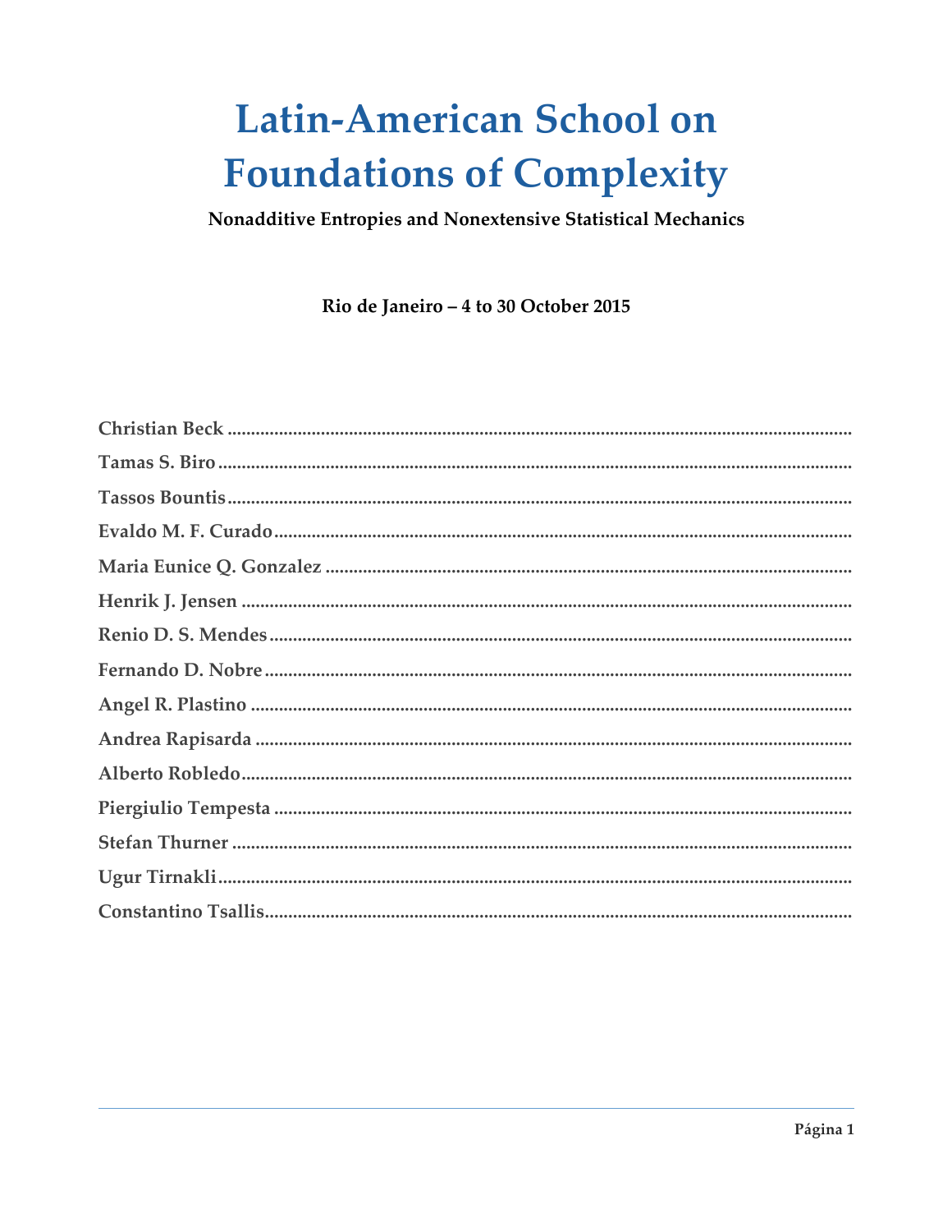# Latin-American School on Foundations of Complexity

**Nonadditive Entropies and Nonextensive Statistical Mechanics**

**Rio de Janeiro – 4 to 30 October 2015**

**Christian Beck** ..........................................................................................................

**Tamas S. Biro** ..........................................................................................................

**Tassos Bountis** ..........................................................................................................

**Evaldo M. F. Curado** ..........................................................................................................

**Maria Eunice Q. Gonzalez** ..........................................................................................................

**Henrik J. Jensen** ..........................................................................................................

**Renio D. S. Mendes** ..........................................................................................................

**Fernando D. Nobre** ..........................................................................................................

**Angel R. Plastino** ..........................................................................................................

**Andrea Rapisarda** ..........................................................................................................

**Alberto Robledo** ..........................................................................................................

**Piergiulio Tempesta** ..........................................................................................................

**Stefan Thurner** ..........................................................................................................

**Ugur Tirnakli** ..........................................................................................................

**Constantino Tsallis** ..........................................................................................................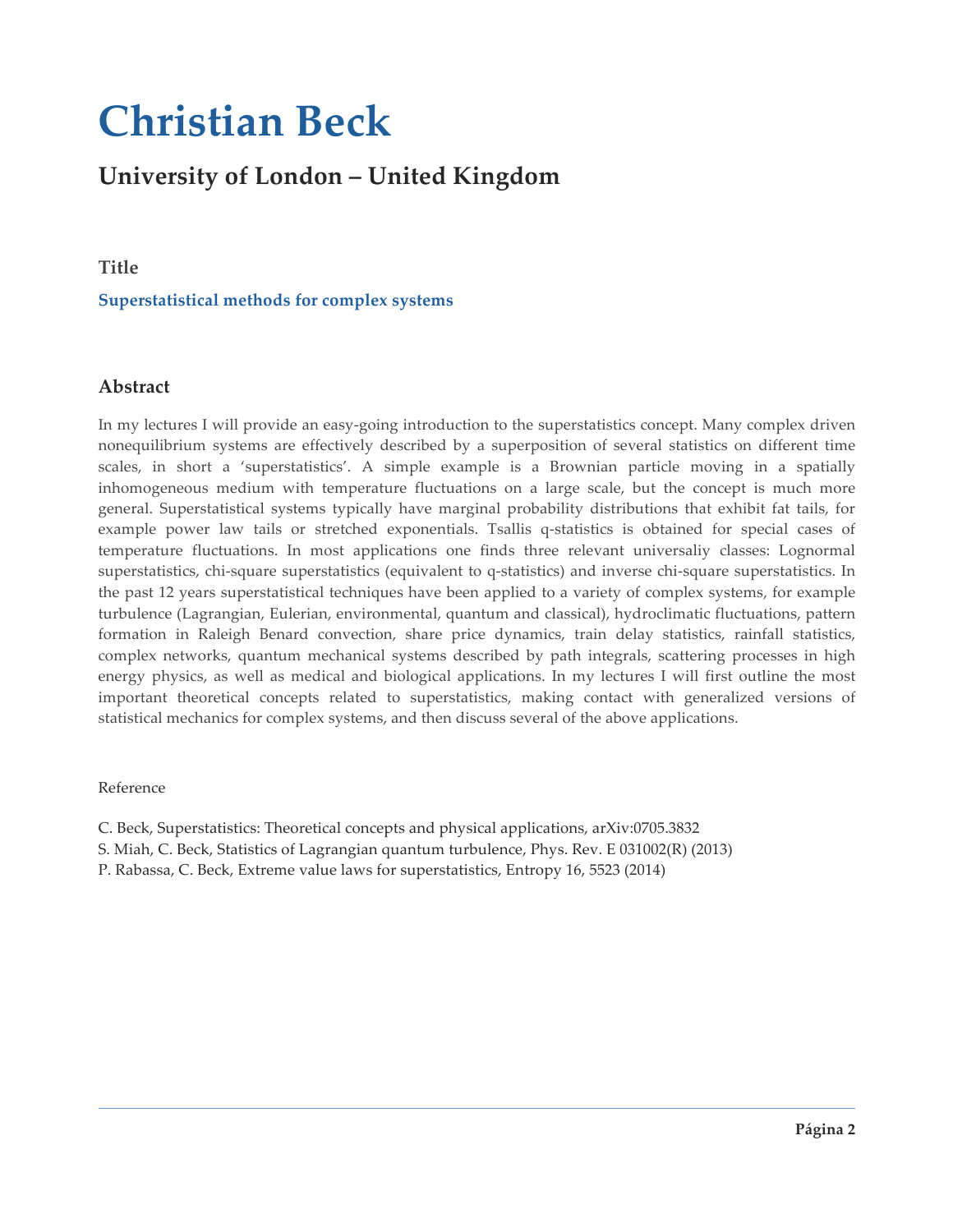# Christian Beck

## University of London – United Kingdom

### Title

**Superstatistical methods for complex systems**

### Abstract

In my lectures I will provide an easy-going introduction to the superstatistics concept. Many complex driven nonequilibrium systems are effectively described by a superposition of several statistics on different time scales, in short a 'superstatistics'. A simple example is a Brownian particle moving in a spatially inhomogeneous medium with temperature fluctuations on a large scale, but the concept is much more general. Superstatistical systems typically have marginal probability distributions that exhibit fat tails, for example power law tails or stretched exponentials. Tsallis q-statistics is obtained for special cases of temperature fluctuations. In most applications one finds three relevant universaliy classes: Lognormal superstatistics, chi-square superstatistics (equivalent to q-statistics) and inverse chi-square superstatistics. In the past 12 years superstatistical techniques have been applied to a variety of complex systems, for example turbulence (Lagrangian, Eulerian, environmental, quantum and classical), hydroclimatic fluctuations, pattern formation in Raleigh Benard convection, share price dynamics, train delay statistics, rainfall statistics, complex networks, quantum mechanical systems described by path integrals, scattering processes in high energy physics, as well as medical and biological applications. In my lectures I will first outline the most important theoretical concepts related to superstatistics, making contact with generalized versions of statistical mechanics for complex systems, and then discuss several of the above applications.

Reference

C. Beck, Superstatistics: Theoretical concepts and physical applications, arXiv:0705.3832
S. Miah, C. Beck, Statistics of Lagrangian quantum turbulence, Phys. Rev. E 031002(R) (2013)
P. Rabassa, C. Beck, Extreme value laws for superstatistics, Entropy 16, 5523 (2014)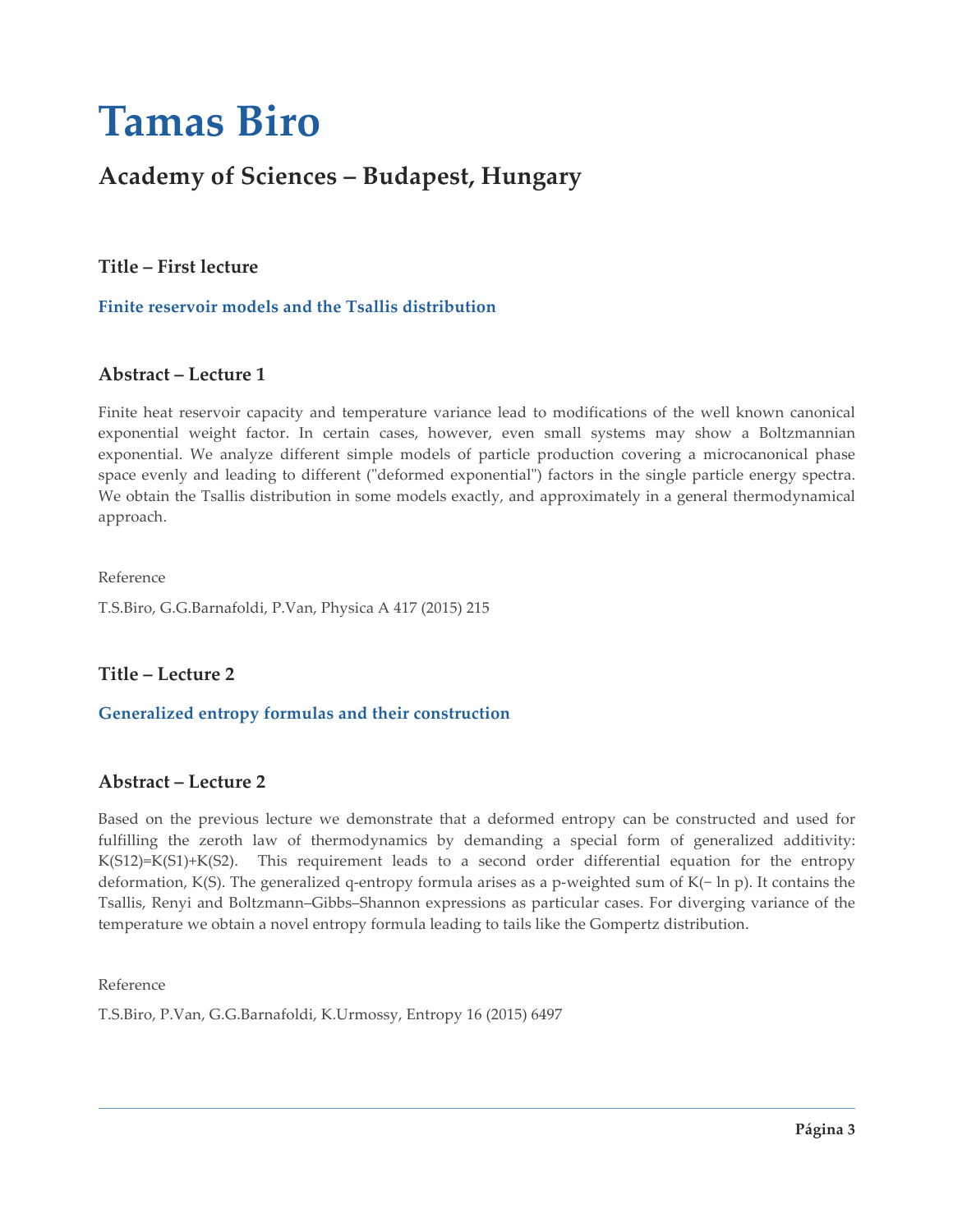# Tamas Biro

## Academy of Sciences – Budapest, Hungary

### Title – First lecture

**Finite reservoir models and the Tsallis distribution**

### Abstract – Lecture 1

Finite heat reservoir capacity and temperature variance lead to modifications of the well known canonical exponential weight factor. In certain cases, however, even small systems may show a Boltzmannian exponential. We analyze different simple models of particle production covering a microcanonical phase space evenly and leading to different ("deformed exponential") factors in the single particle energy spectra. We obtain the Tsallis distribution in some models exactly, and approximately in a general thermodynamical approach.

Reference

T.S.Biro, G.G.Barnafoldi, P.Van, Physica A 417 (2015) 215

### Title – Lecture 2

**Generalized entropy formulas and their construction**

### Abstract – Lecture 2

Based on the previous lecture we demonstrate that a deformed entropy can be constructed and used for fulfilling the zeroth law of thermodynamics by demanding a special form of generalized additivity: $K(S_{12})=K(S_1)+K(S_2)$. This requirement leads to a second order differential equation for the entropy deformation, $K(S)$. The generalized q-entropy formula arises as a p-weighted sum of $K(-\ln p)$. It contains the Tsallis, Renyi and Boltzmann–Gibbs–Shannon expressions as particular cases. For diverging variance of the temperature we obtain a novel entropy formula leading to tails like the Gompertz distribution.

Reference

T.S.Biro, P.Van, G.G.Barnafoldi, K.Urmossy, Entropy 16 (2015) 6497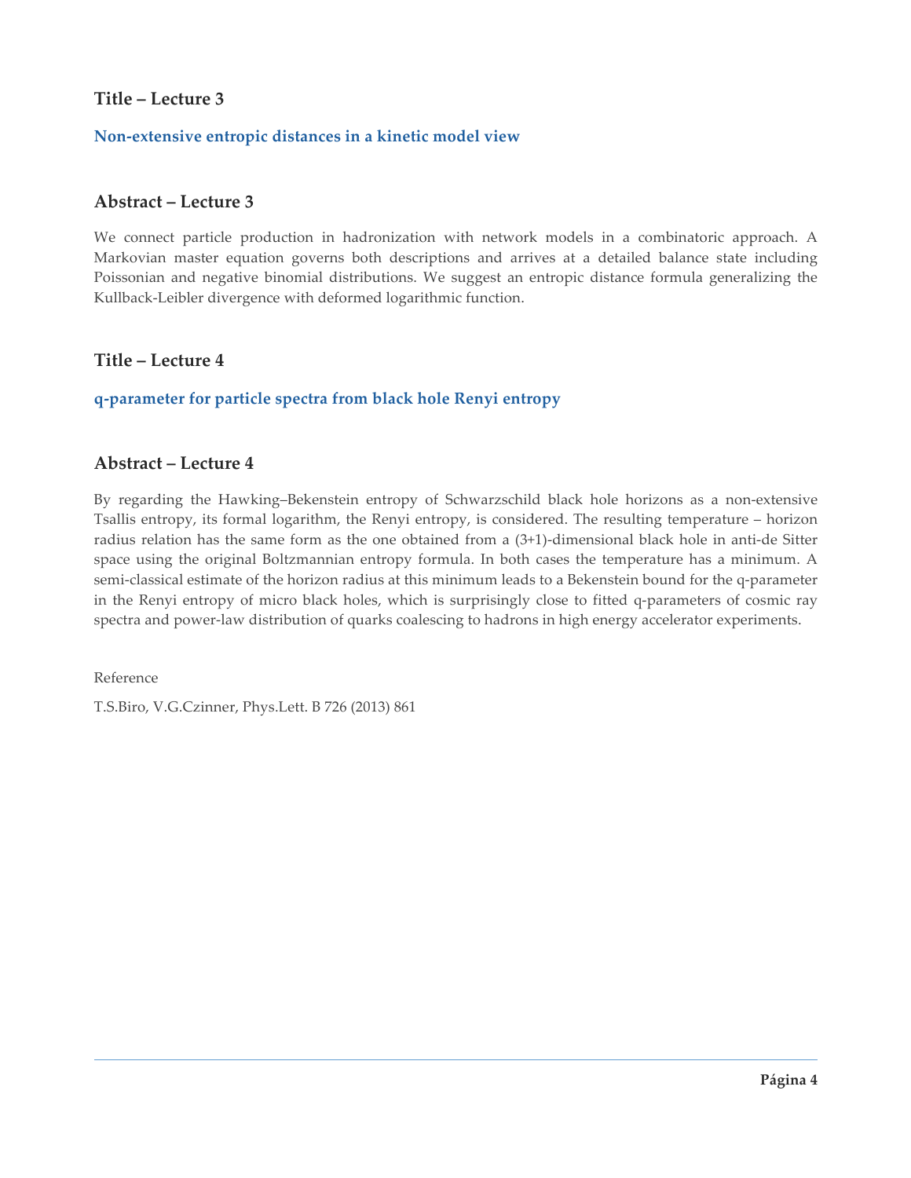## Title – Lecture 3

**Non-extensive entropic distances in a kinetic model view**

## Abstract – Lecture 3

We connect particle production in hadronization with network models in a combinatoric approach. A Markovian master equation governs both descriptions and arrives at a detailed balance state including Poissonian and negative binomial distributions. We suggest an entropic distance formula generalizing the Kullback-Leibler divergence with deformed logarithmic function.

## Title – Lecture 4

**q-parameter for particle spectra from black hole Renyi entropy**

## Abstract – Lecture 4

By regarding the Hawking–Bekenstein entropy of Schwarzschild black hole horizons as a non-extensive Tsallis entropy, its formal logarithm, the Renyi entropy, is considered. The resulting temperature – horizon radius relation has the same form as the one obtained from a (3+1)-dimensional black hole in anti-de Sitter space using the original Boltzmannian entropy formula. In both cases the temperature has a minimum. A semi-classical estimate of the horizon radius at this minimum leads to a Bekenstein bound for the q-parameter in the Renyi entropy of micro black holes, which is surprisingly close to fitted q-parameters of cosmic ray spectra and power-law distribution of quarks coalescing to hadrons in high energy accelerator experiments.

Reference

T.S.Biro, V.G.Czinner, Phys.Lett. B 726 (2013) 861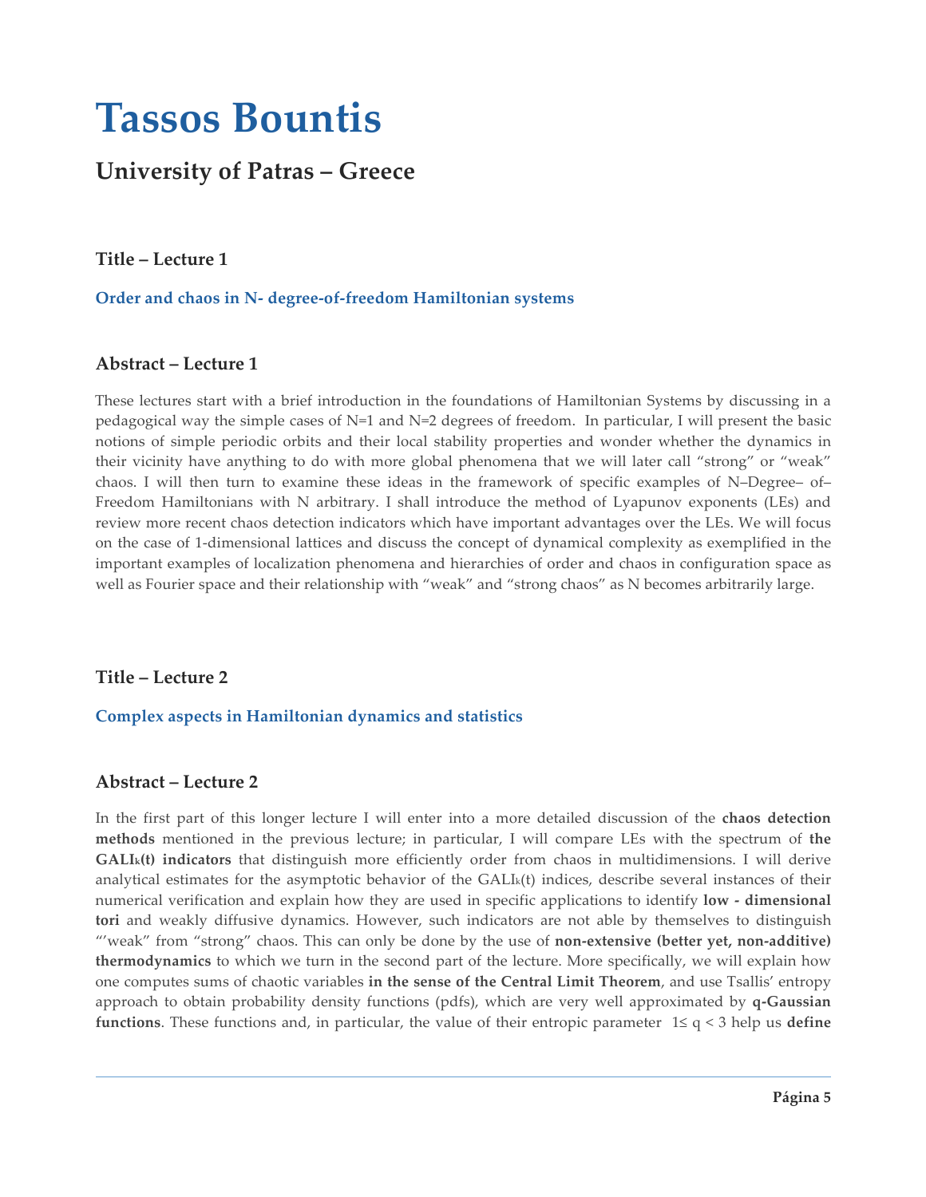# Tassos Bountis

## University of Patras – Greece

### Title – Lecture 1

**Order and chaos in N- degree-of-freedom Hamiltonian systems**

### Abstract – Lecture 1

These lectures start with a brief introduction in the foundations of Hamiltonian Systems by discussing in a pedagogical way the simple cases of N=1 and N=2 degrees of freedom. In particular, I will present the basic notions of simple periodic orbits and their local stability properties and wonder whether the dynamics in their vicinity have anything to do with more global phenomena that we will later call "strong" or "weak" chaos. I will then turn to examine these ideas in the framework of specific examples of N–Degree– of–Freedom Hamiltonians with N arbitrary. I shall introduce the method of Lyapunov exponents (LEs) and review more recent chaos detection indicators which have important advantages over the LEs. We will focus on the case of 1-dimensional lattices and discuss the concept of dynamical complexity as exemplified in the important examples of localization phenomena and hierarchies of order and chaos in configuration space as well as Fourier space and their relationship with "weak" and "strong chaos" as N becomes arbitrarily large.

### Title – Lecture 2

**Complex aspects in Hamiltonian dynamics and statistics**

### Abstract – Lecture 2

In the first part of this longer lecture I will enter into a more detailed discussion of the **chaos detection methods** mentioned in the previous lecture; in particular, I will compare LEs with the spectrum of **the $GALI_k(t)$ indicators** that distinguish more efficiently order from chaos in multidimensions. I will derive analytical estimates for the asymptotic behavior of the $GALI_k(t)$ indices, describe several instances of their numerical verification and explain how they are used in specific applications to identify **low - dimensional tori** and weakly diffusive dynamics. However, such indicators are not able by themselves to distinguish "'weak" from "strong" chaos. This can only be done by the use of **non-extensive (better yet, non-additive) thermodynamics** to which we turn in the second part of the lecture. More specifically, we will explain how one computes sums of chaotic variables **in the sense of the Central Limit Theorem**, and use Tsallis' entropy approach to obtain probability density functions (pdfs), which are very well approximated by **q-Gaussian functions**. These functions and, in particular, the value of their entropic parameter $1 \leq q < 3$ help us **define**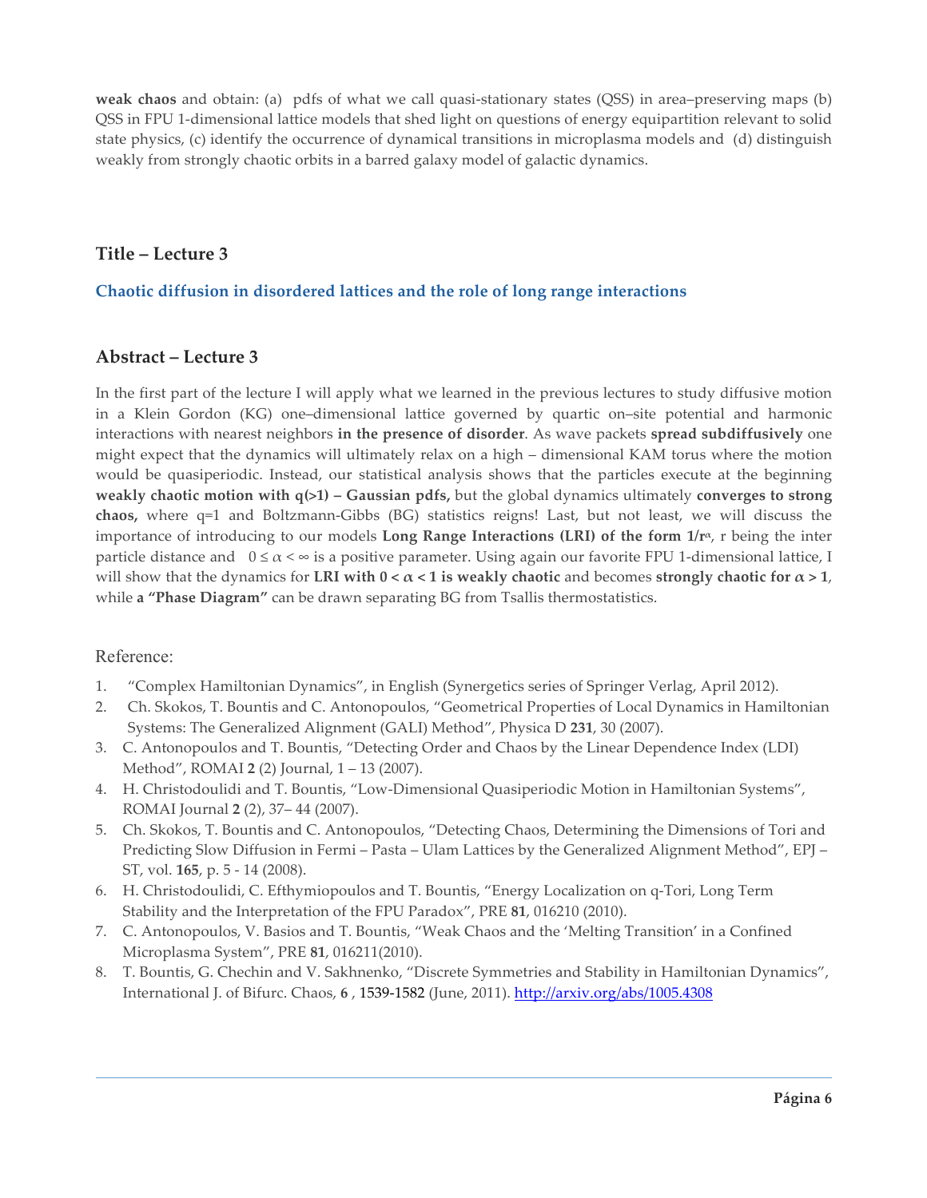**weak chaos** and obtain: (a) pdfs of what we call quasi-stationary states (QSS) in area–preserving maps (b) QSS in FPU 1-dimensional lattice models that shed light on questions of energy equipartition relevant to solid state physics, (c) identify the occurrence of dynamical transitions in microplasma models and (d) distinguish weakly from strongly chaotic orbits in a barred galaxy model of galactic dynamics.

## Title – Lecture 3

### Chaotic diffusion in disordered lattices and the role of long range interactions

## Abstract – Lecture 3

In the first part of the lecture I will apply what we learned in the previous lectures to study diffusive motion in a Klein Gordon (KG) one–dimensional lattice governed by quartic on–site potential and harmonic interactions with nearest neighbors **in the presence of disorder**. As wave packets **spread subdiffusively** one might expect that the dynamics will ultimately relax on a high – dimensional KAM torus where the motion would be quasiperiodic. Instead, our statistical analysis shows that the particles execute at the beginning **weakly chaotic motion with q(>1) – Gaussian pdfs,** but the global dynamics ultimately **converges to strong chaos,** where q=1 and Boltzmann-Gibbs (BG) statistics reigns! Last, but not least, we will discuss the importance of introducing to our models **Long Range Interactions (LRI) of the form $1/r^{\alpha}$**, r being the inter particle distance and $0 \leq \alpha < \infty$ is a positive parameter. Using again our favorite FPU 1-dimensional lattice, I will show that the dynamics for **LRI with $0 < \alpha < 1$ is weakly chaotic** and becomes **strongly chaotic for $\alpha > 1$**, while **a "Phase Diagram"** can be drawn separating BG from Tsallis thermostatistics.

Reference:

1. "Complex Hamiltonian Dynamics", in English (Synergetics series of Springer Verlag, April 2012).
2. Ch. Skokos, T. Bountis and C. Antonopoulos, "Geometrical Properties of Local Dynamics in Hamiltonian Systems: The Generalized Alignment (GALI) Method", Physica D **231**, 30 (2007).
3. C. Antonopoulos and T. Bountis, "Detecting Order and Chaos by the Linear Dependence Index (LDI) Method", ROMAI **2** (2) Journal, 1 – 13 (2007).
4. H. Christodoulidi and T. Bountis, "Low-Dimensional Quasiperiodic Motion in Hamiltonian Systems", ROMAI Journal **2** (2), 37– 44 (2007).
5. Ch. Skokos, T. Bountis and C. Antonopoulos, "Detecting Chaos, Determining the Dimensions of Tori and Predicting Slow Diffusion in Fermi – Pasta – Ulam Lattices by the Generalized Alignment Method", EPJ – ST, vol. **165**, p. 5 - 14 (2008).
6. H. Christodoulidi, C. Efthymiopoulos and T. Bountis, "Energy Localization on q-Tori, Long Term Stability and the Interpretation of the FPU Paradox", PRE **81**, 016210 (2010).
7. C. Antonopoulos, V. Basios and T. Bountis, "Weak Chaos and the 'Melting Transition' in a Confined Microplasma System", PRE **81**, 016211(2010).
8. T. Bountis, G. Chechin and V. Sakhnenko, "Discrete Symmetries and Stability in Hamiltonian Dynamics", International J. of Bifurc. Chaos, **6** , 1539-1582 (June, 2011). http://arxiv.org/abs/1005.4308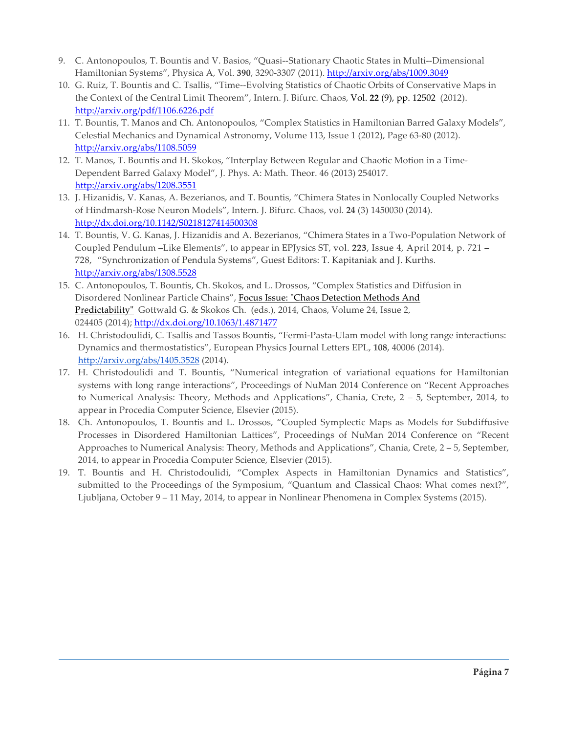9. C. Antonopoulos, T. Bountis and V. Basios, "Quasi--Stationary Chaotic States in Multi--Dimensional Hamiltonian Systems", Physica A, Vol. **390**, 3290-3307 (2011). http://arxiv.org/abs/1009.3049
10. G. Ruiz, T. Bountis and C. Tsallis, "Time--Evolving Statistics of Chaotic Orbits of Conservative Maps in the Context of the Central Limit Theorem", Intern. J. Bifurc. Chaos, Vol. **22** (9), pp. 12502 (2012). http://arxiv.org/pdf/1106.6226.pdf
11. T. Bountis, T. Manos and Ch. Antonopoulos, "Complex Statistics in Hamiltonian Barred Galaxy Models", Celestial Mechanics and Dynamical Astronomy, Volume 113, Issue 1 (2012), Page 63-80 (2012). http://arxiv.org/abs/1108.5059
12. T. Manos, T. Bountis and H. Skokos, "Interplay Between Regular and Chaotic Motion in a Time-Dependent Barred Galaxy Model", J. Phys. A: Math. Theor. 46 (2013) 254017. http://arxiv.org/abs/1208.3551
13. J. Hizanidis, V. Kanas, A. Bezerianos, and T. Bountis, "Chimera States in Nonlocally Coupled Networks of Hindmarsh-Rose Neuron Models", Intern. J. Bifurc. Chaos, vol. **24** (3) 1450030 (2014). http://dx.doi.org/10.1142/S0218127414500308
14. T. Bountis, V. G. Kanas, J. Hizanidis and A. Bezerianos, "Chimera States in a Two-Population Network of Coupled Pendulum –Like Elements", to appear in EPJysics ST, vol. **223**, Issue 4, April 2014, p. 721 – 728, "Synchronization of Pendula Systems", Guest Editors: T. Kapitaniak and J. Kurths. http://arxiv.org/abs/1308.5528
15. C. Antonopoulos, T. Bountis, Ch. Skokos, and L. Drossos, "Complex Statistics and Diffusion in Disordered Nonlinear Particle Chains", Focus Issue: "Chaos Detection Methods And Predictability" Gottwald G. & Skokos Ch. (eds.), 2014, Chaos, Volume 24, Issue 2, 024405 (2014); http://dx.doi.org/10.1063/1.4871477
16. H. Christodoulidi, C. Tsallis and Tassos Bountis, "Fermi-Pasta-Ulam model with long range interactions: Dynamics and thermostatistics", European Physics Journal Letters EPL, **108**, 40006 (2014). http://arxiv.org/abs/1405.3528 (2014).
17. H. Christodoulidi and T. Bountis, "Numerical integration of variational equations for Hamiltonian systems with long range interactions", Proceedings of NuMan 2014 Conference on "Recent Approaches to Numerical Analysis: Theory, Methods and Applications", Chania, Crete, 2 – 5, September, 2014, to appear in Procedia Computer Science, Elsevier (2015).
18. Ch. Antonopoulos, T. Bountis and L. Drossos, "Coupled Symplectic Maps as Models for Subdiffusive Processes in Disordered Hamiltonian Lattices", Proceedings of NuMan 2014 Conference on "Recent Approaches to Numerical Analysis: Theory, Methods and Applications", Chania, Crete, 2 – 5, September, 2014, to appear in Procedia Computer Science, Elsevier (2015).
19. T. Bountis and H. Christodoulidi, "Complex Aspects in Hamiltonian Dynamics and Statistics", submitted to the Proceedings of the Symposium, "Quantum and Classical Chaos: What comes next?", Ljubljana, October 9 – 11 May, 2014, to appear in Nonlinear Phenomena in Complex Systems (2015).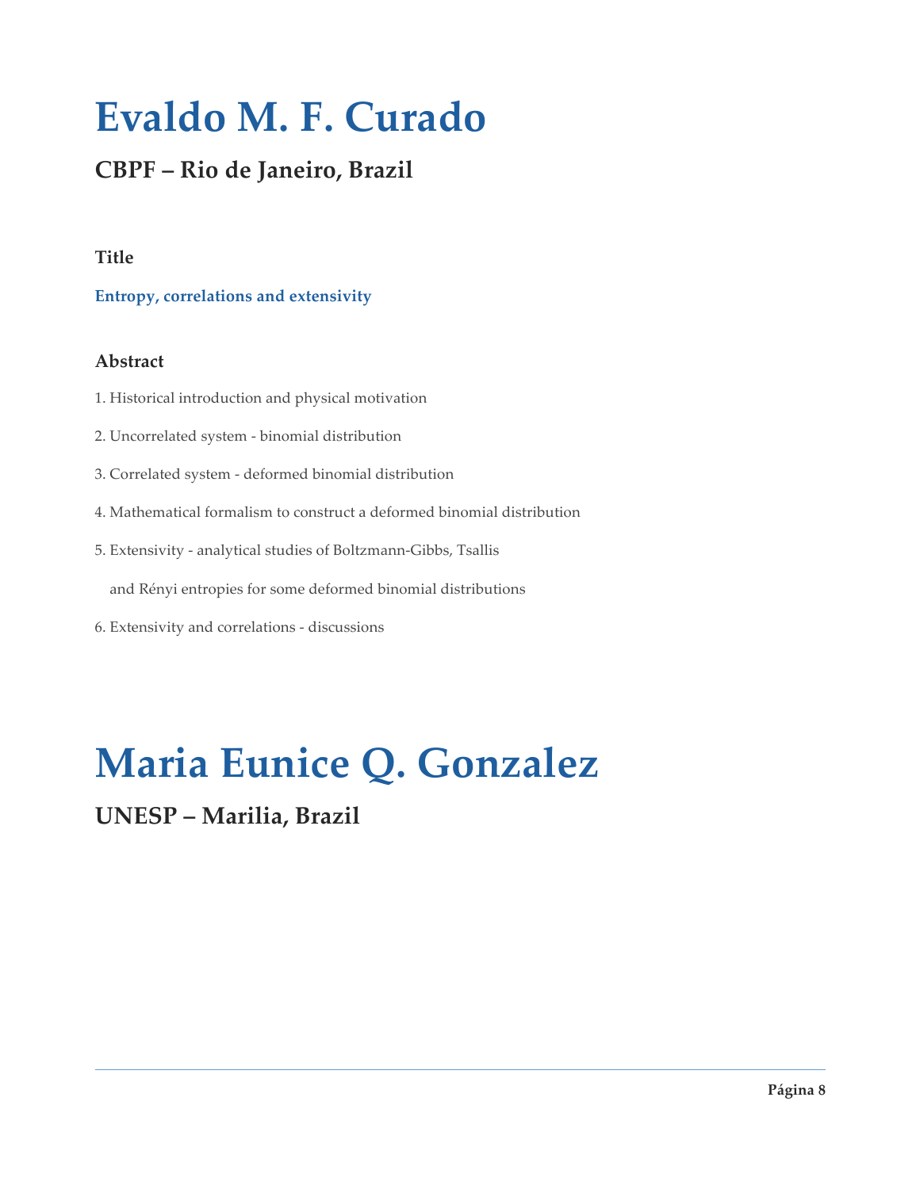# Evaldo M. F. Curado

## CBPF – Rio de Janeiro, Brazil

### Title

**Entropy, correlations and extensivity**

### Abstract

1. Historical introduction and physical motivation
2. Uncorrelated system - binomial distribution
3. Correlated system - deformed binomial distribution
4. Mathematical formalism to construct a deformed binomial distribution
5. Extensivity - analytical studies of Boltzmann-Gibbs, Tsallis and Rényi entropies for some deformed binomial distributions
6. Extensivity and correlations - discussions

# Maria Eunice Q. Gonzalez

## UNESP – Marilia, Brazil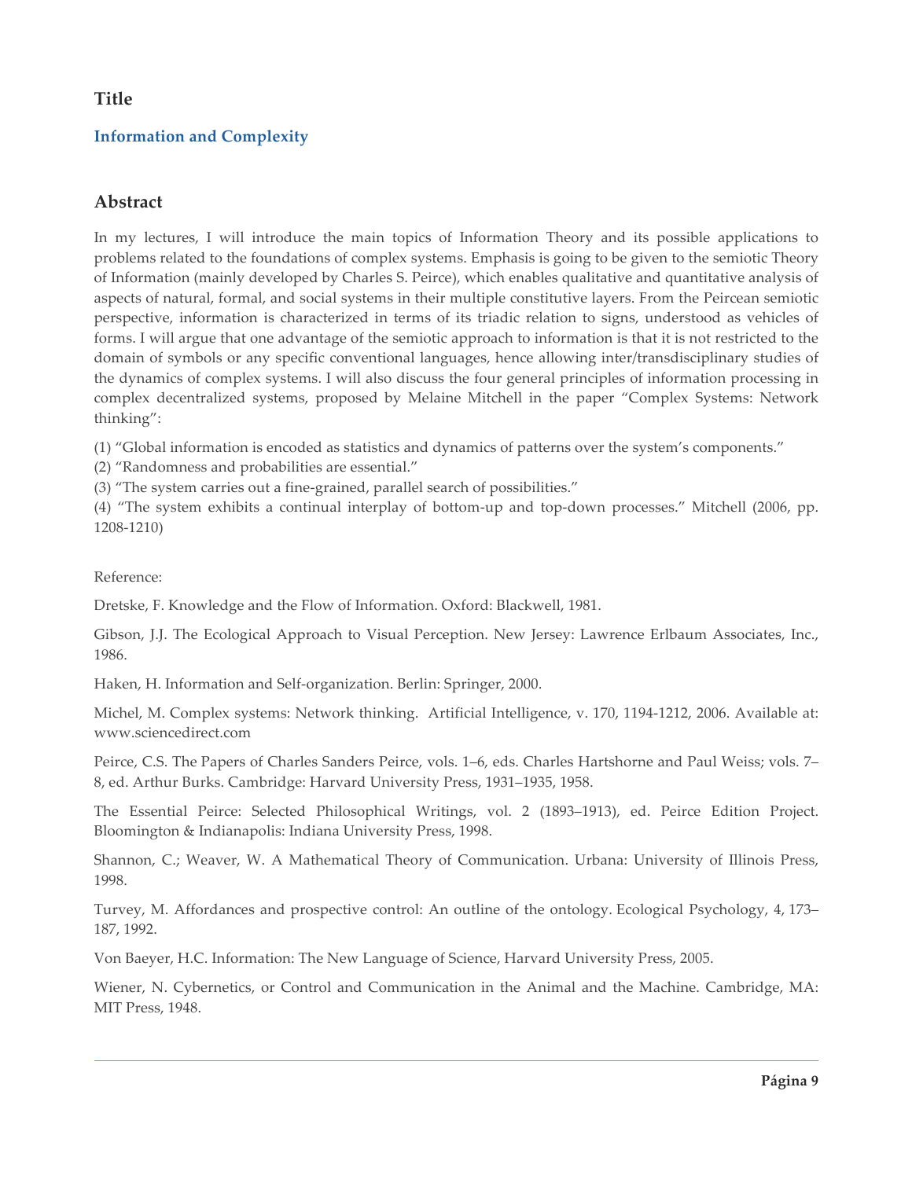## Title

### Information and Complexity

## Abstract

In my lectures, I will introduce the main topics of Information Theory and its possible applications to problems related to the foundations of complex systems. Emphasis is going to be given to the semiotic Theory of Information (mainly developed by Charles S. Peirce), which enables qualitative and quantitative analysis of aspects of natural, formal, and social systems in their multiple constitutive layers. From the Peircean semiotic perspective, information is characterized in terms of its triadic relation to signs, understood as vehicles of forms. I will argue that one advantage of the semiotic approach to information is that it is not restricted to the domain of symbols or any specific conventional languages, hence allowing inter/transdisciplinary studies of the dynamics of complex systems. I will also discuss the four general principles of information processing in complex decentralized systems, proposed by Melaine Mitchell in the paper "Complex Systems: Network thinking":

(1) "Global information is encoded as statistics and dynamics of patterns over the system's components."

(2) "Randomness and probabilities are essential."

(3) "The system carries out a fine-grained, parallel search of possibilities."

(4) "The system exhibits a continual interplay of bottom-up and top-down processes." Mitchell (2006, pp. 1208-1210)

Reference:

Dretske, F. Knowledge and the Flow of Information. Oxford: Blackwell, 1981.

Gibson, J.J. The Ecological Approach to Visual Perception. New Jersey: Lawrence Erlbaum Associates, Inc., 1986.

Haken, H. Information and Self-organization. Berlin: Springer, 2000.

Michel, M. Complex systems: Network thinking. Artificial Intelligence, v. 170, 1194-1212, 2006. Available at: www.sciencedirect.com

Peirce, C.S. The Papers of Charles Sanders Peirce, vols. 1–6, eds. Charles Hartshorne and Paul Weiss; vols. 7–8, ed. Arthur Burks. Cambridge: Harvard University Press, 1931–1935, 1958.

The Essential Peirce: Selected Philosophical Writings, vol. 2 (1893–1913), ed. Peirce Edition Project. Bloomington & Indianapolis: Indiana University Press, 1998.

Shannon, C.; Weaver, W. A Mathematical Theory of Communication. Urbana: University of Illinois Press, 1998.

Turvey, M. Affordances and prospective control: An outline of the ontology. Ecological Psychology, 4, 173–187, 1992.

Von Baeyer, H.C. Information: The New Language of Science, Harvard University Press, 2005.

Wiener, N. Cybernetics, or Control and Communication in the Animal and the Machine. Cambridge, MA: MIT Press, 1948.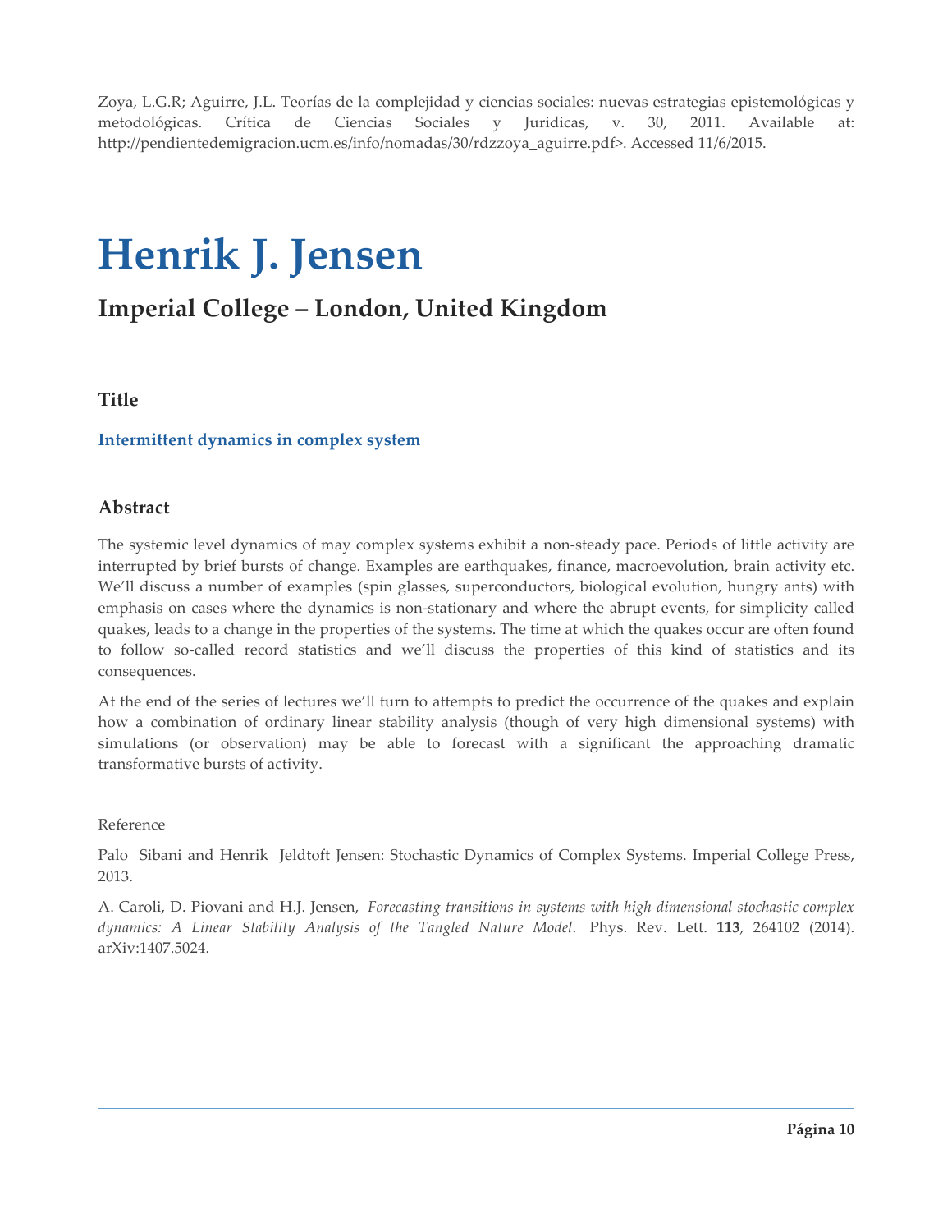Zoya, L.G.R; Aguirre, J.L. Teorías de la complejidad y ciencias sociales: nuevas estrategias epistemológicas y metodológicas. Crítica de Ciencias Sociales y Juridicas, v. 30, 2011. Available at: http://pendientedemigracion.ucm.es/info/nomadas/30/rdzzoya_aguirre.pdf>. Accessed 11/6/2015.

# Henrik J. Jensen

## Imperial College – London, United Kingdom

### Title

**Intermittent dynamics in complex system**

### Abstract

The systemic level dynamics of may complex systems exhibit a non-steady pace. Periods of little activity are interrupted by brief bursts of change. Examples are earthquakes, finance, macroevolution, brain activity etc. We'll discuss a number of examples (spin glasses, superconductors, biological evolution, hungry ants) with emphasis on cases where the dynamics is non-stationary and where the abrupt events, for simplicity called quakes, leads to a change in the properties of the systems. The time at which the quakes occur are often found to follow so-called record statistics and we'll discuss the properties of this kind of statistics and its consequences.

At the end of the series of lectures we'll turn to attempts to predict the occurrence of the quakes and explain how a combination of ordinary linear stability analysis (though of very high dimensional systems) with simulations (or observation) may be able to forecast with a significant the approaching dramatic transformative bursts of activity.

Reference

Palo Sibani and Henrik Jeldtoft Jensen: Stochastic Dynamics of Complex Systems. Imperial College Press, 2013.

A. Caroli, D. Piovani and H.J. Jensen, *Forecasting transitions in systems with high dimensional stochastic complex dynamics: A Linear Stability Analysis of the Tangled Nature Model*. Phys. Rev. Lett. **113**, 264102 (2014). arXiv:1407.5024.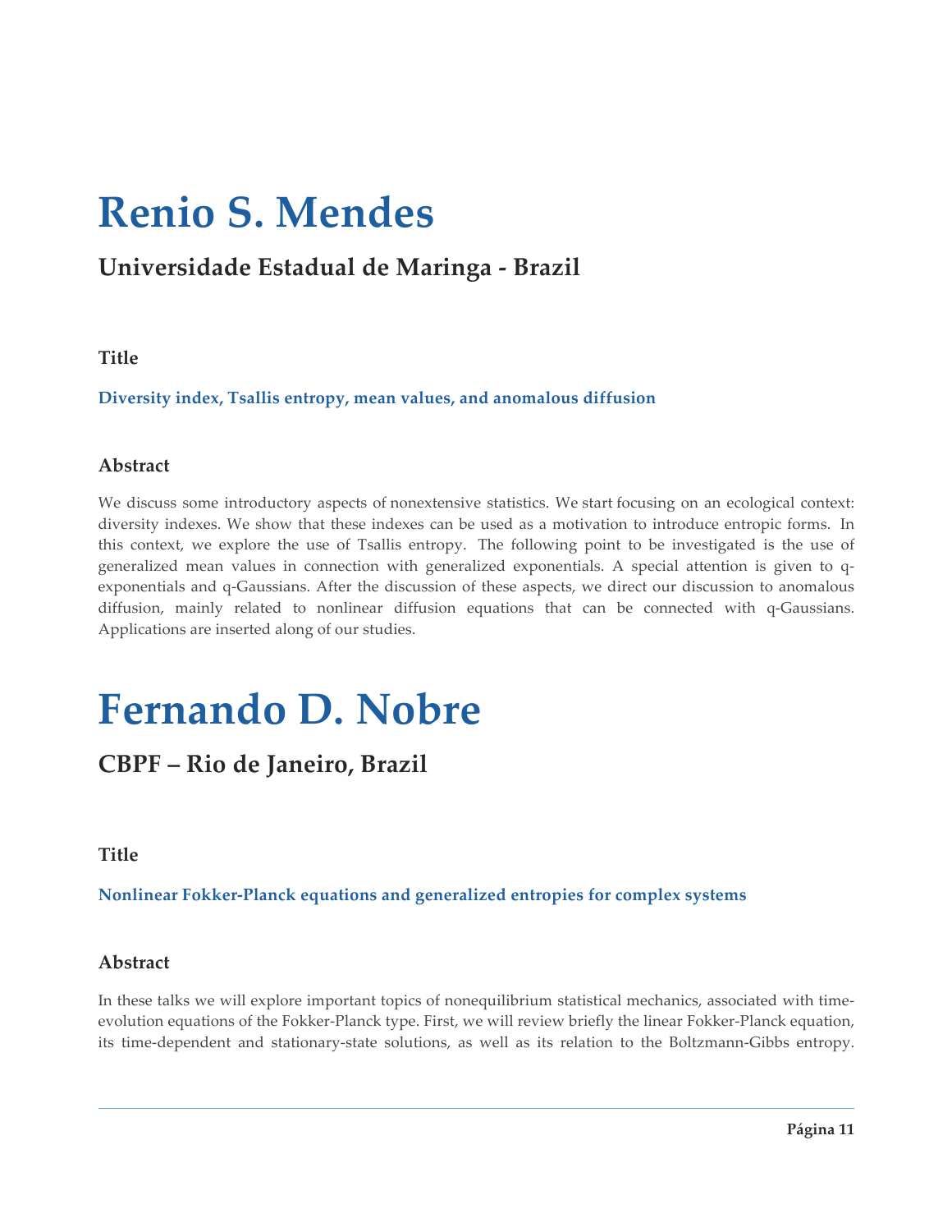# Renio S. Mendes

## Universidade Estadual de Maringa - Brazil

### Title

**Diversity index, Tsallis entropy, mean values, and anomalous diffusion**

### Abstract

We discuss some introductory aspects of nonextensive statistics. We start focusing on an ecological context: diversity indexes. We show that these indexes can be used as a motivation to introduce entropic forms. In this context, we explore the use of Tsallis entropy. The following point to be investigated is the use of generalized mean values in connection with generalized exponentials. A special attention is given to q-exponentials and q-Gaussians. After the discussion of these aspects, we direct our discussion to anomalous diffusion, mainly related to nonlinear diffusion equations that can be connected with q-Gaussians. Applications are inserted along of our studies.

# Fernando D. Nobre

## CBPF – Rio de Janeiro, Brazil

### Title

**Nonlinear Fokker-Planck equations and generalized entropies for complex systems**

### Abstract

In these talks we will explore important topics of nonequilibrium statistical mechanics, associated with time-evolution equations of the Fokker-Planck type. First, we will review briefly the linear Fokker-Planck equation, its time-dependent and stationary-state solutions, as well as its relation to the Boltzmann-Gibbs entropy.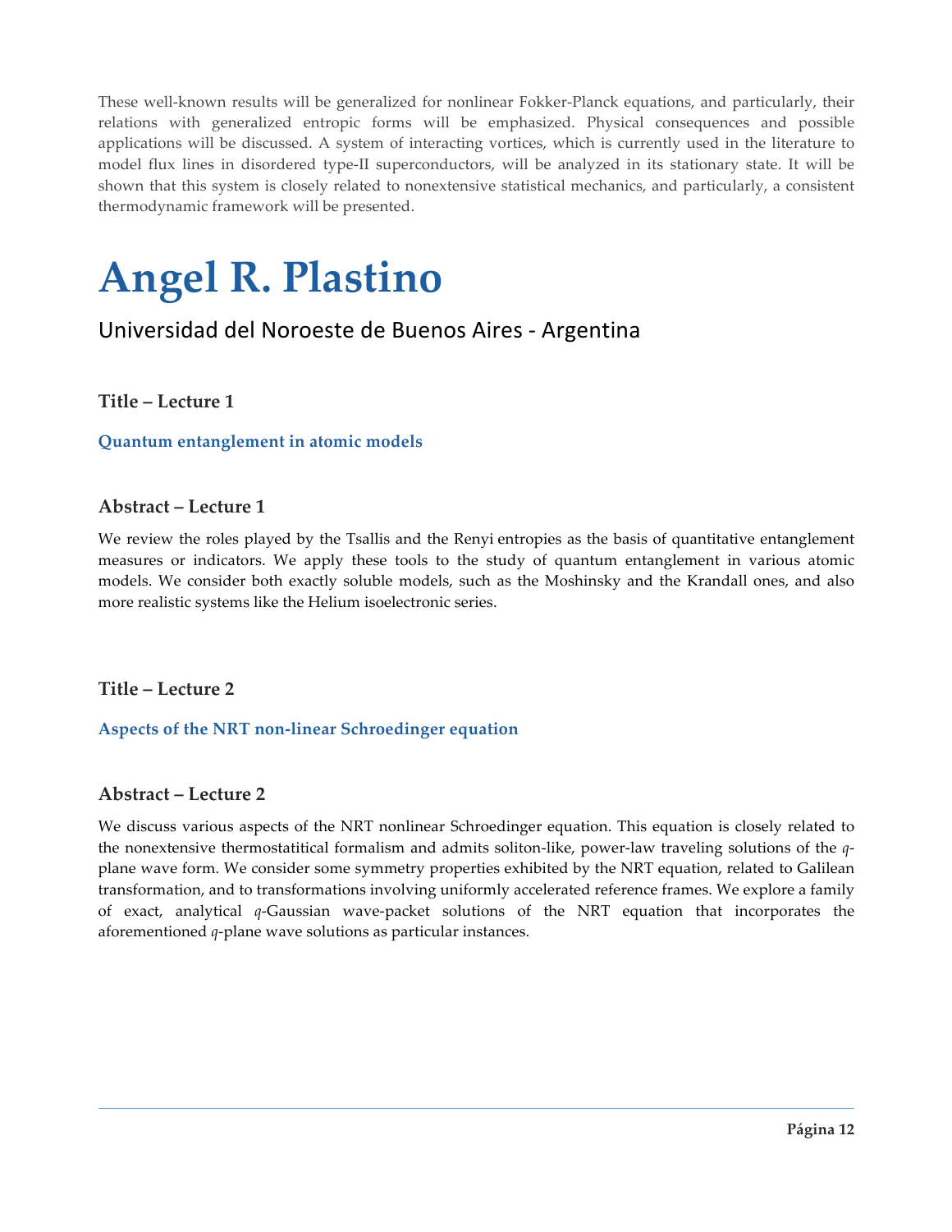These well-known results will be generalized for nonlinear Fokker-Planck equations, and particularly, their relations with generalized entropic forms will be emphasized. Physical consequences and possible applications will be discussed. A system of interacting vortices, which is currently used in the literature to model flux lines in disordered type-II superconductors, will be analyzed in its stationary state. It will be shown that this system is closely related to nonextensive statistical mechanics, and particularly, a consistent thermodynamic framework will be presented.

# Angel R. Plastino

## Universidad del Noroeste de Buenos Aires - Argentina

### Title – Lecture 1

**Quantum entanglement in atomic models**

### Abstract – Lecture 1

We review the roles played by the Tsallis and the Renyi entropies as the basis of quantitative entanglement measures or indicators. We apply these tools to the study of quantum entanglement in various atomic models. We consider both exactly soluble models, such as the Moshinsky and the Krandall ones, and also more realistic systems like the Helium isoelectronic series.

### Title – Lecture 2

**Aspects of the NRT non-linear Schroedinger equation**

### Abstract – Lecture 2

We discuss various aspects of the NRT nonlinear Schroedinger equation. This equation is closely related to the nonextensive thermostatitical formalism and admits soliton-like, power-law traveling solutions of the $q$-plane wave form. We consider some symmetry properties exhibited by the NRT equation, related to Galilean transformation, and to transformations involving uniformly accelerated reference frames. We explore a family of exact, analytical $q$-Gaussian wave-packet solutions of the NRT equation that incorporates the aforementioned $q$-plane wave solutions as particular instances.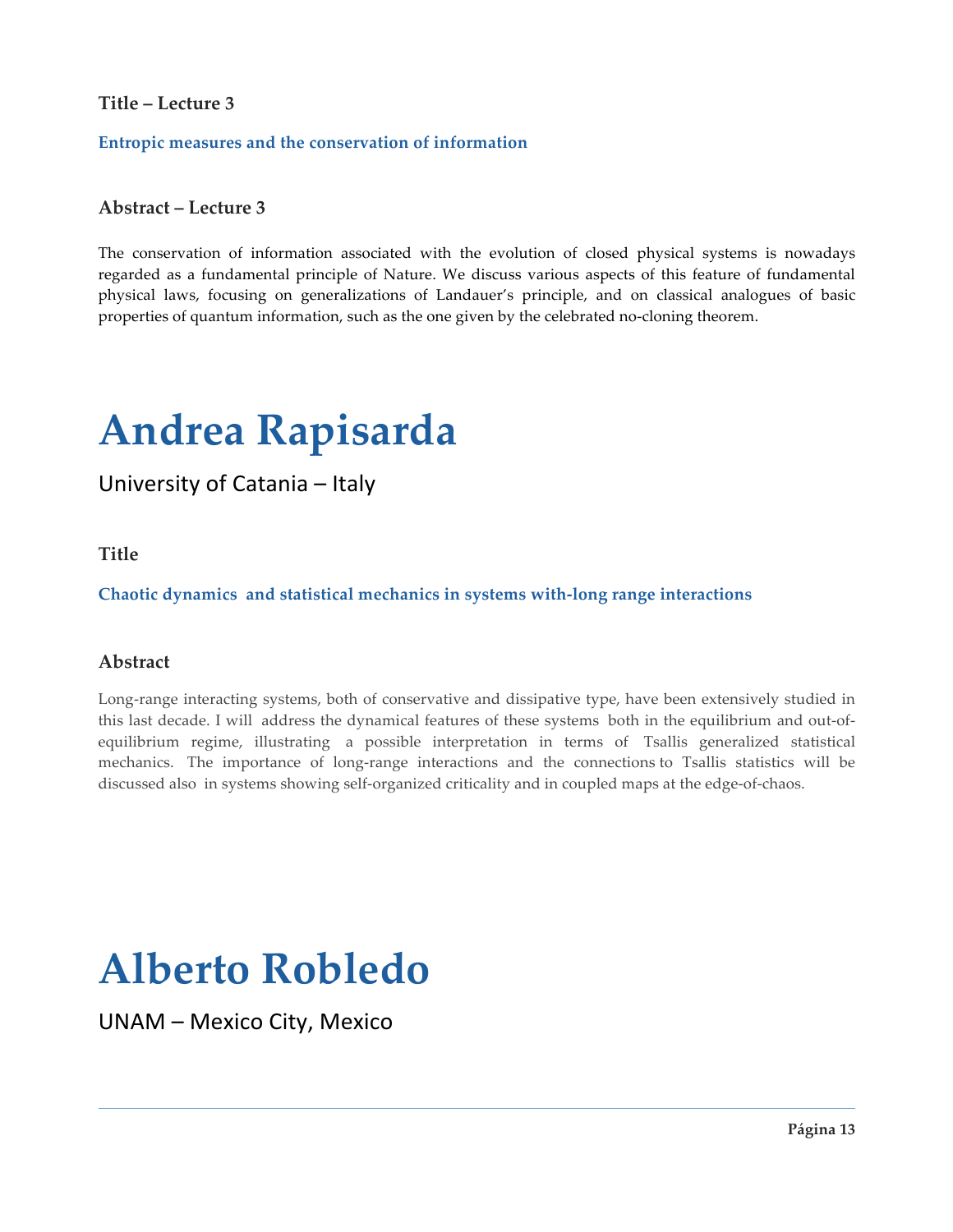**Title – Lecture 3**

**Entropic measures and the conservation of information**

**Abstract – Lecture 3**

The conservation of information associated with the evolution of closed physical systems is nowadays regarded as a fundamental principle of Nature. We discuss various aspects of this feature of fundamental physical laws, focusing on generalizations of Landauer's principle, and on classical analogues of basic properties of quantum information, such as the one given by the celebrated no-cloning theorem.

# Andrea Rapisarda

University of Catania – Italy

**Title**

**Chaotic dynamics and statistical mechanics in systems with-long range interactions**

**Abstract**

Long-range interacting systems, both of conservative and dissipative type, have been extensively studied in this last decade. I will address the dynamical features of these systems both in the equilibrium and out-of-equilibrium regime, illustrating a possible interpretation in terms of Tsallis generalized statistical mechanics. The importance of long-range interactions and the connections to Tsallis statistics will be discussed also in systems showing self-organized criticality and in coupled maps at the edge-of-chaos.

# Alberto Robledo

UNAM – Mexico City, Mexico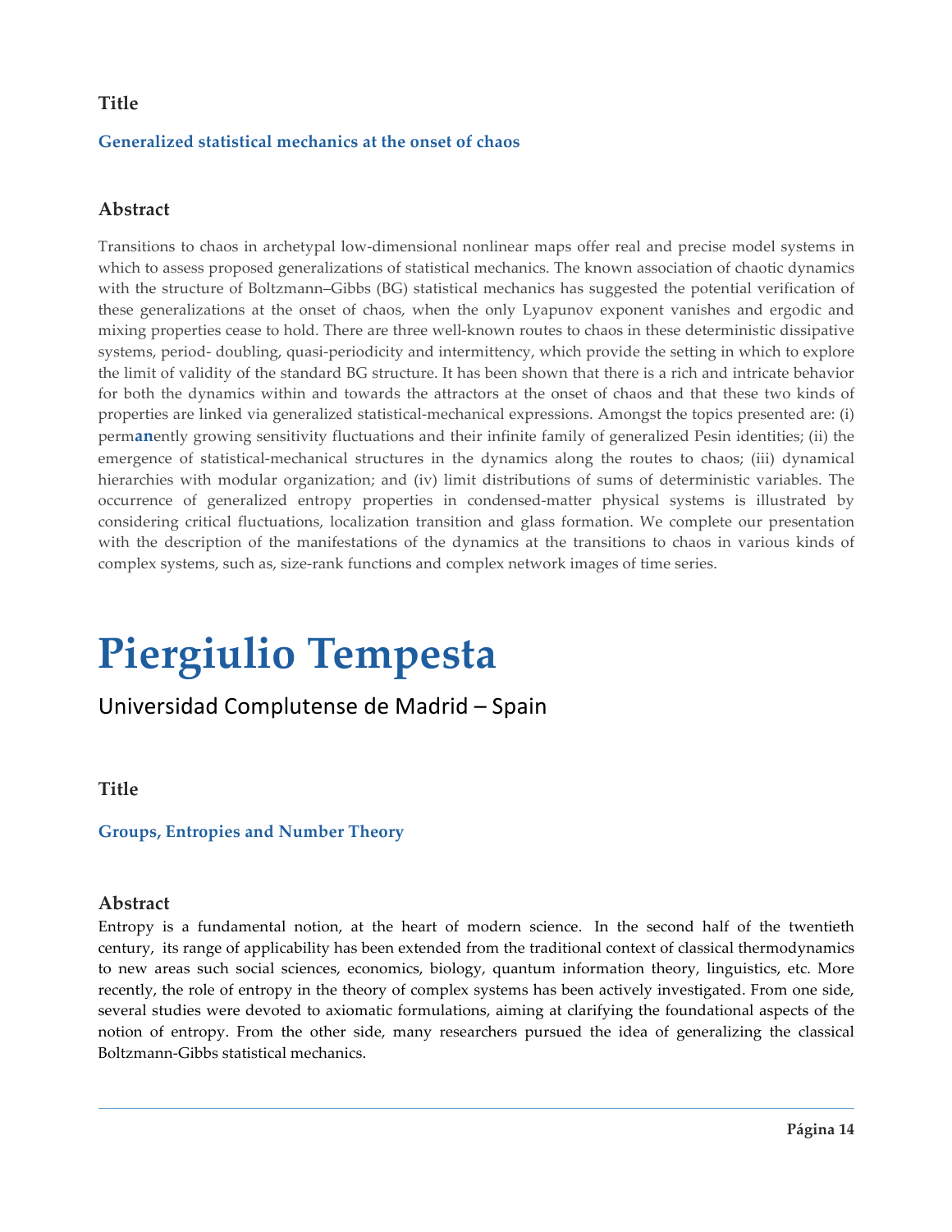### Title

**Generalized statistical mechanics at the onset of chaos**

### Abstract

Transitions to chaos in archetypal low-dimensional nonlinear maps offer real and precise model systems in which to assess proposed generalizations of statistical mechanics. The known association of chaotic dynamics with the structure of Boltzmann–Gibbs (BG) statistical mechanics has suggested the potential verification of these generalizations at the onset of chaos, when the only Lyapunov exponent vanishes and ergodic and mixing properties cease to hold. There are three well-known routes to chaos in these deterministic dissipative systems, period- doubling, quasi-periodicity and intermittency, which provide the setting in which to explore the limit of validity of the standard BG structure. It has been shown that there is a rich and intricate behavior for both the dynamics within and towards the attractors at the onset of chaos and that these two kinds of properties are linked via generalized statistical-mechanical expressions. Amongst the topics presented are: (i) permanently growing sensitivity fluctuations and their infinite family of generalized Pesin identities; (ii) the emergence of statistical-mechanical structures in the dynamics along the routes to chaos; (iii) dynamical hierarchies with modular organization; and (iv) limit distributions of sums of deterministic variables. The occurrence of generalized entropy properties in condensed-matter physical systems is illustrated by considering critical fluctuations, localization transition and glass formation. We complete our presentation with the description of the manifestations of the dynamics at the transitions to chaos in various kinds of complex systems, such as, size-rank functions and complex network images of time series.

# Piergiulio Tempesta

Universidad Complutense de Madrid – Spain

### Title

**Groups, Entropies and Number Theory**

### Abstract

Entropy is a fundamental notion, at the heart of modern science. In the second half of the twentieth century, its range of applicability has been extended from the traditional context of classical thermodynamics to new areas such social sciences, economics, biology, quantum information theory, linguistics, etc. More recently, the role of entropy in the theory of complex systems has been actively investigated. From one side, several studies were devoted to axiomatic formulations, aiming at clarifying the foundational aspects of the notion of entropy. From the other side, many researchers pursued the idea of generalizing the classical Boltzmann-Gibbs statistical mechanics.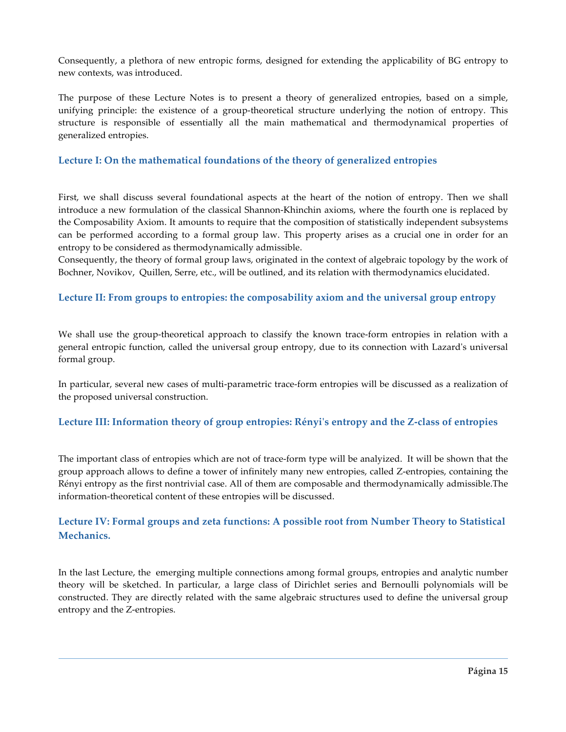Consequently, a plethora of new entropic forms, designed for extending the applicability of BG entropy to new contexts, was introduced.

The purpose of these Lecture Notes is to present a theory of generalized entropies, based on a simple, unifying principle: the existence of a group-theoretical structure underlying the notion of entropy. This structure is responsible of essentially all the main mathematical and thermodynamical properties of generalized entropies.

### Lecture I: On the mathematical foundations of the theory of generalized entropies

First, we shall discuss several foundational aspects at the heart of the notion of entropy. Then we shall introduce a new formulation of the classical Shannon-Khinchin axioms, where the fourth one is replaced by the Composability Axiom. It amounts to require that the composition of statistically independent subsystems can be performed according to a formal group law. This property arises as a crucial one in order for an entropy to be considered as thermodynamically admissible.
Consequently, the theory of formal group laws, originated in the context of algebraic topology by the work of Bochner, Novikov, Quillen, Serre, etc., will be outlined, and its relation with thermodynamics elucidated.

### Lecture II: From groups to entropies: the composability axiom and the universal group entropy

We shall use the group-theoretical approach to classify the known trace-form entropies in relation with a general entropic function, called the universal group entropy, due to its connection with Lazard's universal formal group.

In particular, several new cases of multi-parametric trace-form entropies will be discussed as a realization of the proposed universal construction.

### Lecture III: Information theory of group entropies: Rényi's entropy and the Z-class of entropies

The important class of entropies which are not of trace-form type will be analyized. It will be shown that the group approach allows to define a tower of infinitely many new entropies, called Z-entropies, containing the Rényi entropy as the first nontrivial case. All of them are composable and thermodynamically admissible.The information-theoretical content of these entropies will be discussed.

### Lecture IV: Formal groups and zeta functions: A possible root from Number Theory to Statistical Mechanics.

In the last Lecture, the emerging multiple connections among formal groups, entropies and analytic number theory will be sketched. In particular, a large class of Dirichlet series and Bernoulli polynomials will be constructed. They are directly related with the same algebraic structures used to define the universal group entropy and the Z-entropies.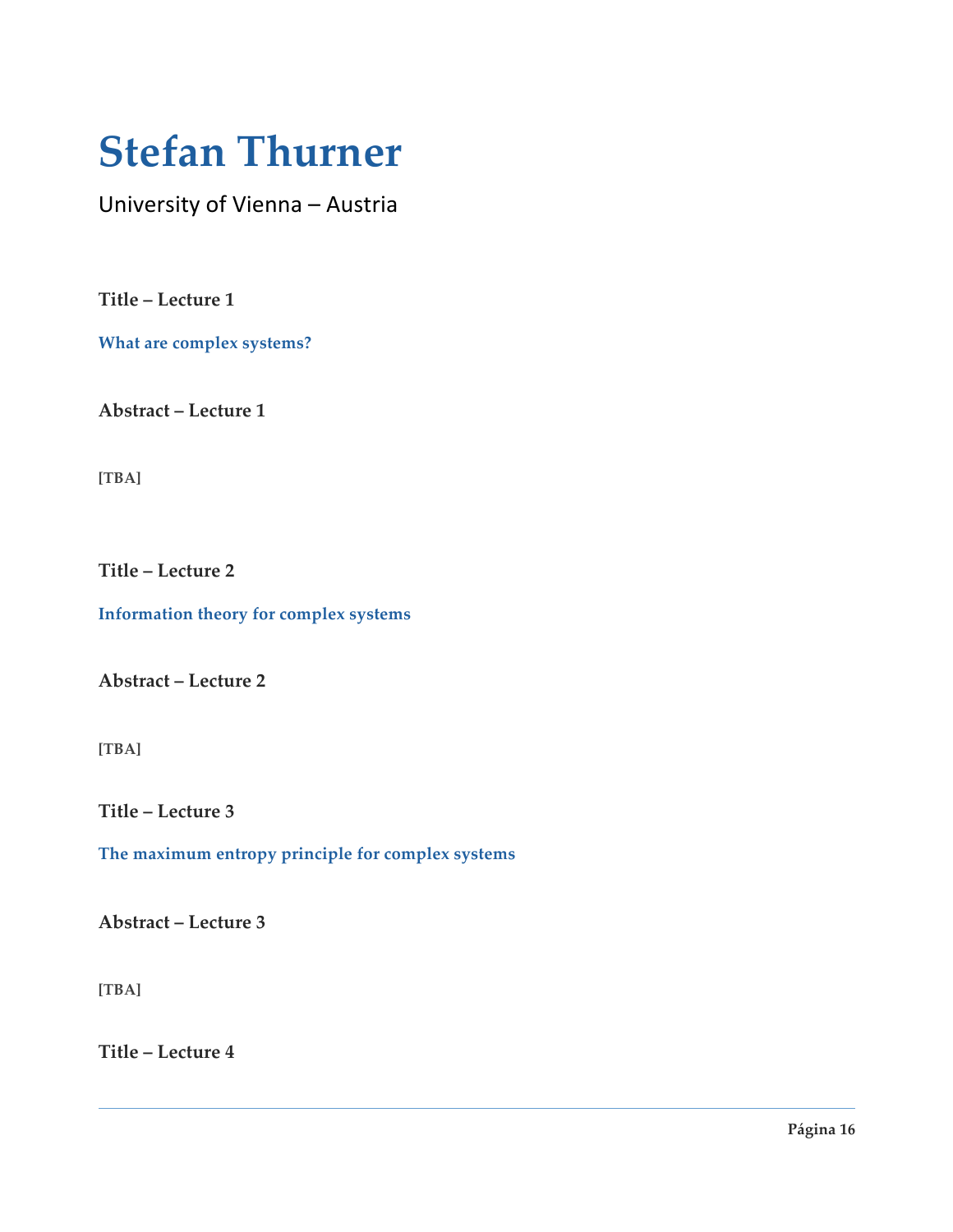# Stefan Thurner

University of Vienna – Austria

**Title – Lecture 1**

**What are complex systems?**

**Abstract – Lecture 1**

**[TBA]**

**Title – Lecture 2**

**Information theory for complex systems**

**Abstract – Lecture 2**

**[TBA]**

**Title – Lecture 3**

**The maximum entropy principle for complex systems**

**Abstract – Lecture 3**

**[TBA]**

**Title – Lecture 4**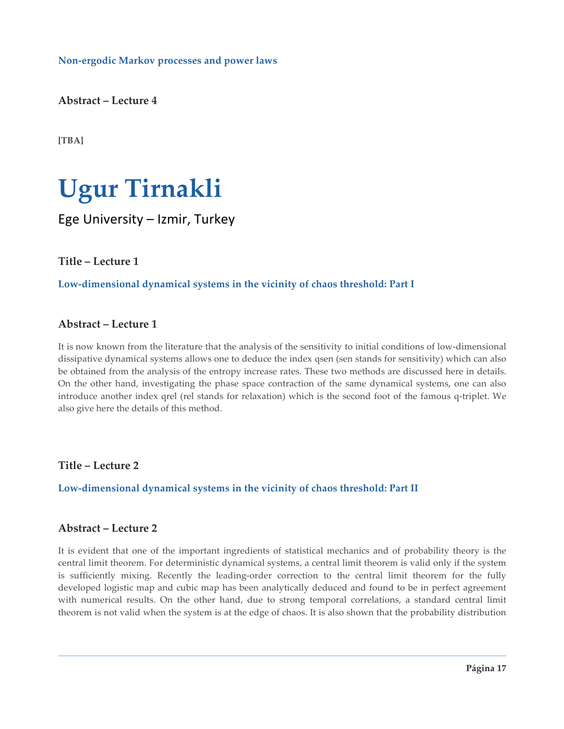**Non-ergodic Markov processes and power laws**

### Abstract – Lecture 4

**[TBA]**

# Ugur Tirnakli

Ege University – Izmir, Turkey

### Title – Lecture 1

**Low-dimensional dynamical systems in the vicinity of chaos threshold: Part I**

### Abstract – Lecture 1

It is now known from the literature that the analysis of the sensitivity to initial conditions of low-dimensional dissipative dynamical systems allows one to deduce the index qsen (sen stands for sensitivity) which can also be obtained from the analysis of the entropy increase rates. These two methods are discussed here in details. On the other hand, investigating the phase space contraction of the same dynamical systems, one can also introduce another index qrel (rel stands for relaxation) which is the second foot of the famous q-triplet. We also give here the details of this method.

### Title – Lecture 2

**Low-dimensional dynamical systems in the vicinity of chaos threshold: Part II**

### Abstract – Lecture 2

It is evident that one of the important ingredients of statistical mechanics and of probability theory is the central limit theorem. For deterministic dynamical systems, a central limit theorem is valid only if the system is sufficiently mixing. Recently the leading-order correction to the central limit theorem for the fully developed logistic map and cubic map has been analytically deduced and found to be in perfect agreement with numerical results. On the other hand, due to strong temporal correlations, a standard central limit theorem is not valid when the system is at the edge of chaos. It is also shown that the probability distribution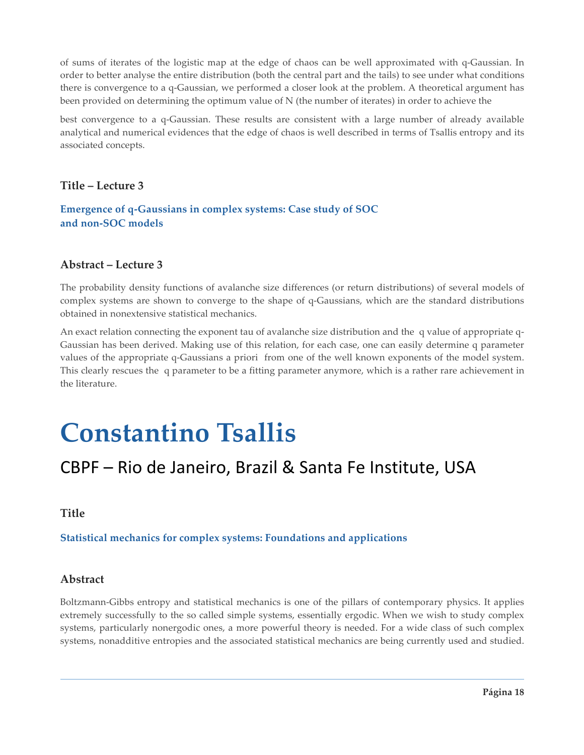of sums of iterates of the logistic map at the edge of chaos can be well approximated with q-Gaussian. In order to better analyse the entire distribution (both the central part and the tails) to see under what conditions there is convergence to a q-Gaussian, we performed a closer look at the problem. A theoretical argument has been provided on determining the optimum value of N (the number of iterates) in order to achieve the

best convergence to a q-Gaussian. These results are consistent with a large number of already available analytical and numerical evidences that the edge of chaos is well described in terms of Tsallis entropy and its associated concepts.

### Title – Lecture 3

**Emergence of q-Gaussians in complex systems: Case study of SOC and non-SOC models**

### Abstract – Lecture 3

The probability density functions of avalanche size differences (or return distributions) of several models of complex systems are shown to converge to the shape of q-Gaussians, which are the standard distributions obtained in nonextensive statistical mechanics.

An exact relation connecting the exponent tau of avalanche size distribution and the q value of appropriate q-Gaussian has been derived. Making use of this relation, for each case, one can easily determine q parameter values of the appropriate q-Gaussians a priori from one of the well known exponents of the model system. This clearly rescues the q parameter to be a fitting parameter anymore, which is a rather rare achievement in the literature.

# Constantino Tsallis

## CBPF – Rio de Janeiro, Brazil & Santa Fe Institute, USA

### Title

**Statistical mechanics for complex systems: Foundations and applications**

### Abstract

Boltzmann-Gibbs entropy and statistical mechanics is one of the pillars of contemporary physics. It applies extremely successfully to the so called simple systems, essentially ergodic. When we wish to study complex systems, particularly nonergodic ones, a more powerful theory is needed. For a wide class of such complex systems, nonadditive entropies and the associated statistical mechanics are being currently used and studied.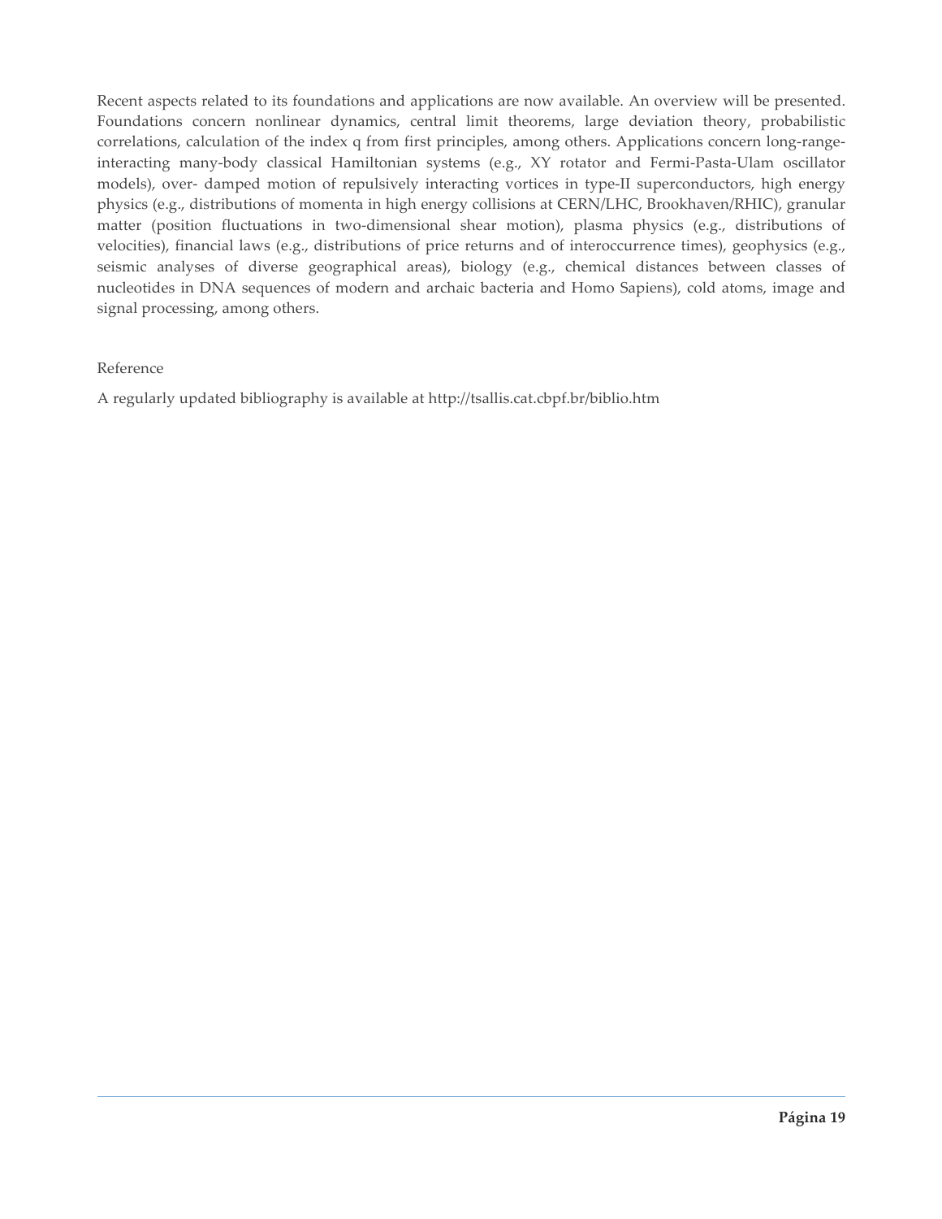Recent aspects related to its foundations and applications are now available. An overview will be presented. Foundations concern nonlinear dynamics, central limit theorems, large deviation theory, probabilistic correlations, calculation of the index q from first principles, among others. Applications concern long-range-interacting many-body classical Hamiltonian systems (e.g., XY rotator and Fermi-Pasta-Ulam oscillator models), over- damped motion of repulsively interacting vortices in type-II superconductors, high energy physics (e.g., distributions of momenta in high energy collisions at CERN/LHC, Brookhaven/RHIC), granular matter (position fluctuations in two-dimensional shear motion), plasma physics (e.g., distributions of velocities), financial laws (e.g., distributions of price returns and of interoccurrence times), geophysics (e.g., seismic analyses of diverse geographical areas), biology (e.g., chemical distances between classes of nucleotides in DNA sequences of modern and archaic bacteria and Homo Sapiens), cold atoms, image and signal processing, among others.

Reference

A regularly updated bibliography is available at http://tsallis.cat.cbpf.br/biblio.htm